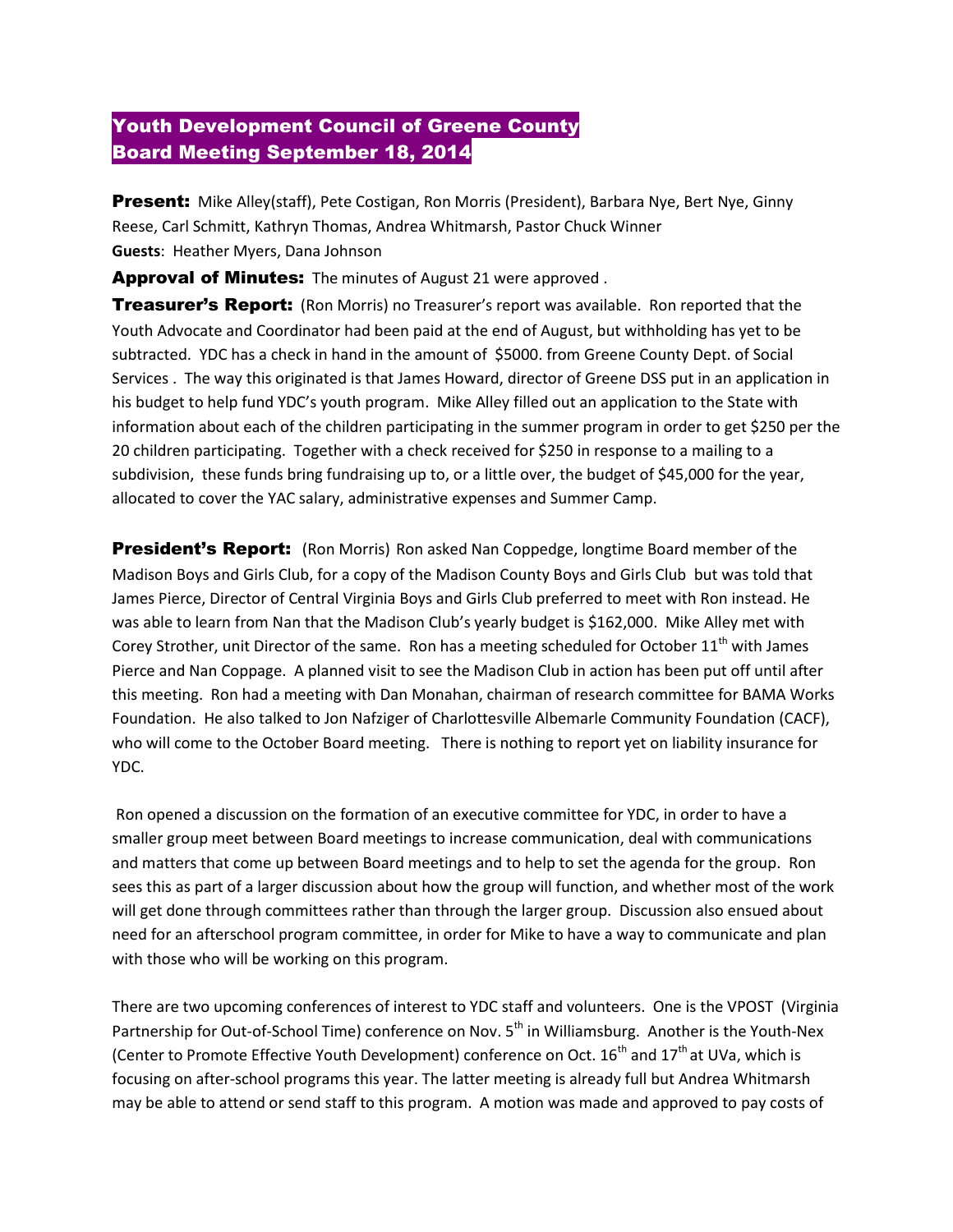# Youth Development Council of Greene County
# Board Meeting September 18, 2014

**Present:** Mike Alley(staff), Pete Costigan, Ron Morris (President), Barbara Nye, Bert Nye, Ginny Reese, Carl Schmitt, Kathryn Thomas, Andrea Whitmarsh, Pastor Chuck Winner
**Guests**: Heather Myers, Dana Johnson

**Approval of Minutes:** The minutes of August 21 were approved .

**Treasurer's Report:** (Ron Morris) no Treasurer's report was available. Ron reported that the Youth Advocate and Coordinator had been paid at the end of August, but withholding has yet to be subtracted. YDC has a check in hand in the amount of $5000. from Greene County Dept. of Social Services . The way this originated is that James Howard, director of Greene DSS put in an application in his budget to help fund YDC's youth program. Mike Alley filled out an application to the State with information about each of the children participating in the summer program in order to get $250 per the 20 children participating. Together with a check received for $250 in response to a mailing to a subdivision, these funds bring fundraising up to, or a little over, the budget of $45,000 for the year, allocated to cover the YAC salary, administrative expenses and Summer Camp.

**President's Report:** (Ron Morris) Ron asked Nan Coppedge, longtime Board member of the Madison Boys and Girls Club, for a copy of the Madison County Boys and Girls Club but was told that James Pierce, Director of Central Virginia Boys and Girls Club preferred to meet with Ron instead. He was able to learn from Nan that the Madison Club's yearly budget is $162,000. Mike Alley met with Corey Strother, unit Director of the same. Ron has a meeting scheduled for October 11th with James Pierce and Nan Coppage. A planned visit to see the Madison Club in action has been put off until after this meeting. Ron had a meeting with Dan Monahan, chairman of research committee for BAMA Works Foundation. He also talked to Jon Nafziger of Charlottesville Albemarle Community Foundation (CACF), who will come to the October Board meeting. There is nothing to report yet on liability insurance for YDC.

Ron opened a discussion on the formation of an executive committee for YDC, in order to have a smaller group meet between Board meetings to increase communication, deal with communications and matters that come up between Board meetings and to help to set the agenda for the group. Ron sees this as part of a larger discussion about how the group will function, and whether most of the work will get done through committees rather than through the larger group. Discussion also ensued about need for an afterschool program committee, in order for Mike to have a way to communicate and plan with those who will be working on this program.

There are two upcoming conferences of interest to YDC staff and volunteers. One is the VPOST (Virginia Partnership for Out-of-School Time) conference on Nov. 5th in Williamsburg. Another is the Youth-Nex (Center to Promote Effective Youth Development) conference on Oct. 16th and 17th at UVa, which is focusing on after-school programs this year. The latter meeting is already full but Andrea Whitmarsh may be able to attend or send staff to this program. A motion was made and approved to pay costs of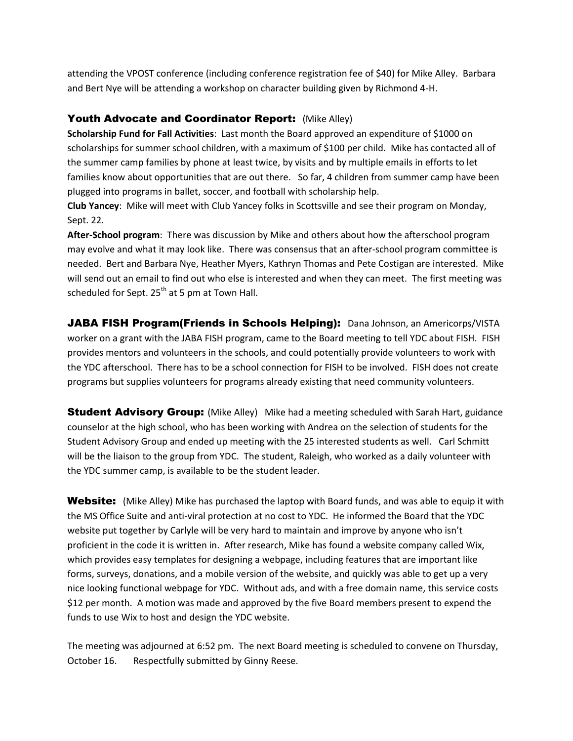attending the VPOST conference (including conference registration fee of $40) for Mike Alley. Barbara and Bert Nye will be attending a workshop on character building given by Richmond 4-H.

## Youth Advocate and Coordinator Report: (Mike Alley)

**Scholarship Fund for Fall Activities**: Last month the Board approved an expenditure of $1000 on scholarships for summer school children, with a maximum of $100 per child. Mike has contacted all of the summer camp families by phone at least twice, by visits and by multiple emails in efforts to let families know about opportunities that are out there. So far, 4 children from summer camp have been plugged into programs in ballet, soccer, and football with scholarship help.

**Club Yancey**: Mike will meet with Club Yancey folks in Scottsville and see their program on Monday, Sept. 22.

**After-School program**: There was discussion by Mike and others about how the afterschool program may evolve and what it may look like. There was consensus that an after-school program committee is needed. Bert and Barbara Nye, Heather Myers, Kathryn Thomas and Pete Costigan are interested. Mike will send out an email to find out who else is interested and when they can meet. The first meeting was scheduled for Sept. 25th at 5 pm at Town Hall.

## JABA FISH Program(Friends in Schools Helping):

Dana Johnson, an Americorps/VISTA worker on a grant with the JABA FISH program, came to the Board meeting to tell YDC about FISH. FISH provides mentors and volunteers in the schools, and could potentially provide volunteers to work with the YDC afterschool. There has to be a school connection for FISH to be involved. FISH does not create programs but supplies volunteers for programs already existing that need community volunteers.

## Student Advisory Group: (Mike Alley)

Mike had a meeting scheduled with Sarah Hart, guidance counselor at the high school, who has been working with Andrea on the selection of students for the Student Advisory Group and ended up meeting with the 25 interested students as well. Carl Schmitt will be the liaison to the group from YDC. The student, Raleigh, who worked as a daily volunteer with the YDC summer camp, is available to be the student leader.

## Website: (Mike Alley)

Mike has purchased the laptop with Board funds, and was able to equip it with the MS Office Suite and anti-viral protection at no cost to YDC. He informed the Board that the YDC website put together by Carlyle will be very hard to maintain and improve by anyone who isn't proficient in the code it is written in. After research, Mike has found a website company called Wix, which provides easy templates for designing a webpage, including features that are important like forms, surveys, donations, and a mobile version of the website, and quickly was able to get up a very nice looking functional webpage for YDC. Without ads, and with a free domain name, this service costs $12 per month. A motion was made and approved by the five Board members present to expend the funds to use Wix to host and design the YDC website.

The meeting was adjourned at 6:52 pm. The next Board meeting is scheduled to convene on Thursday, October 16. Respectfully submitted by Ginny Reese.